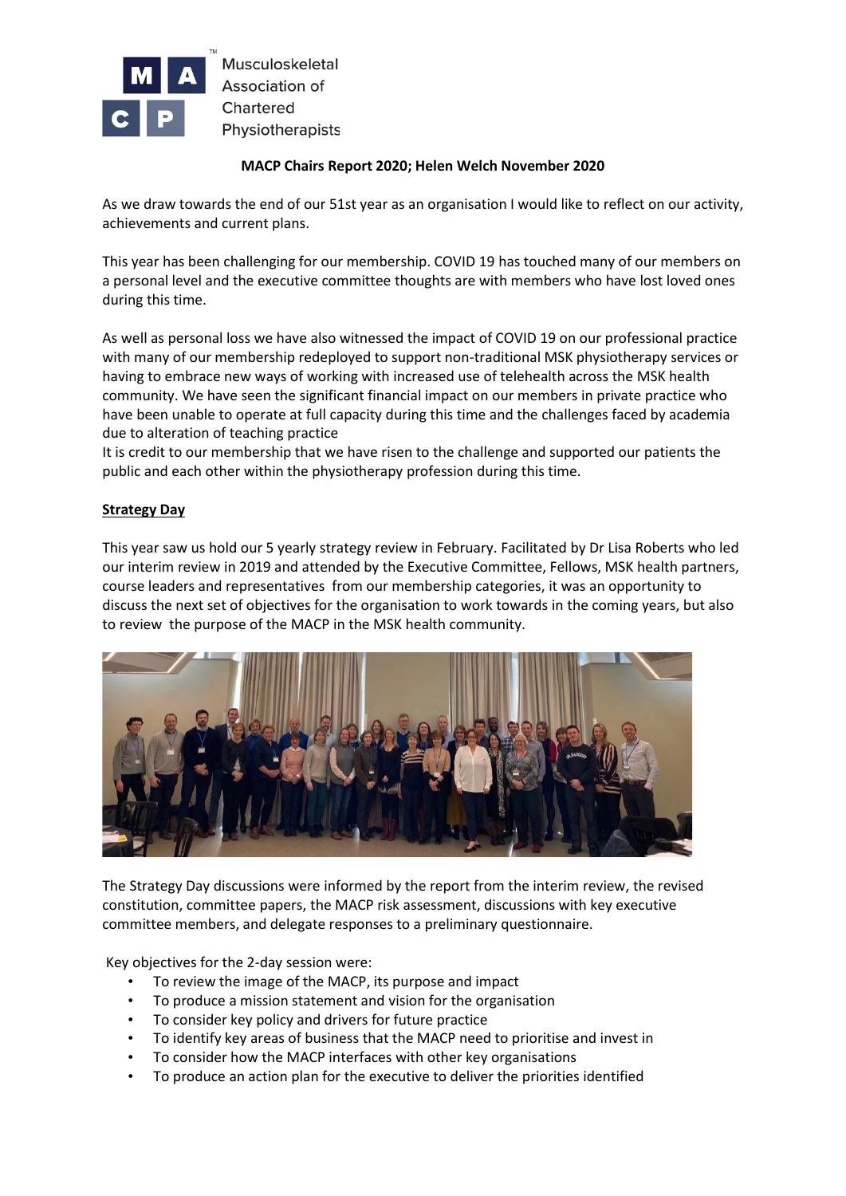Musculoskeletal Association of Chartered Physiotherapists

**MACP Chairs Report 2020; Helen Welch November 2020**

As we draw towards the end of our 51st year as an organisation I would like to reflect on our activity, achievements and current plans.

This year has been challenging for our membership. COVID 19 has touched many of our members on a personal level and the executive committee thoughts are with members who have lost loved ones during this time.

As well as personal loss we have also witnessed the impact of COVID 19 on our professional practice with many of our membership redeployed to support non-traditional MSK physiotherapy services or having to embrace new ways of working with increased use of telehealth across the MSK health community. We have seen the significant financial impact on our members in private practice who have been unable to operate at full capacity during this time and the challenges faced by academia due to alteration of teaching practice

It is credit to our membership that we have risen to the challenge and supported our patients the public and each other within the physiotherapy profession during this time.

**Strategy Day**

This year saw us hold our 5 yearly strategy review in February. Facilitated by Dr Lisa Roberts who led our interim review in 2019 and attended by the Executive Committee, Fellows, MSK health partners, course leaders and representatives from our membership categories, it was an opportunity to discuss the next set of objectives for the organisation to work towards in the coming years, but also to review the purpose of the MACP in the MSK health community.

The Strategy Day discussions were informed by the report from the interim review, the revised constitution, committee papers, the MACP risk assessment, discussions with key executive committee members, and delegate responses to a preliminary questionnaire.

Key objectives for the 2-day session were:

- To review the image of the MACP, its purpose and impact
- To produce a mission statement and vision for the organisation
- To consider key policy and drivers for future practice
- To identify key areas of business that the MACP need to prioritise and invest in
- To consider how the MACP interfaces with other key organisations
- To produce an action plan for the executive to deliver the priorities identified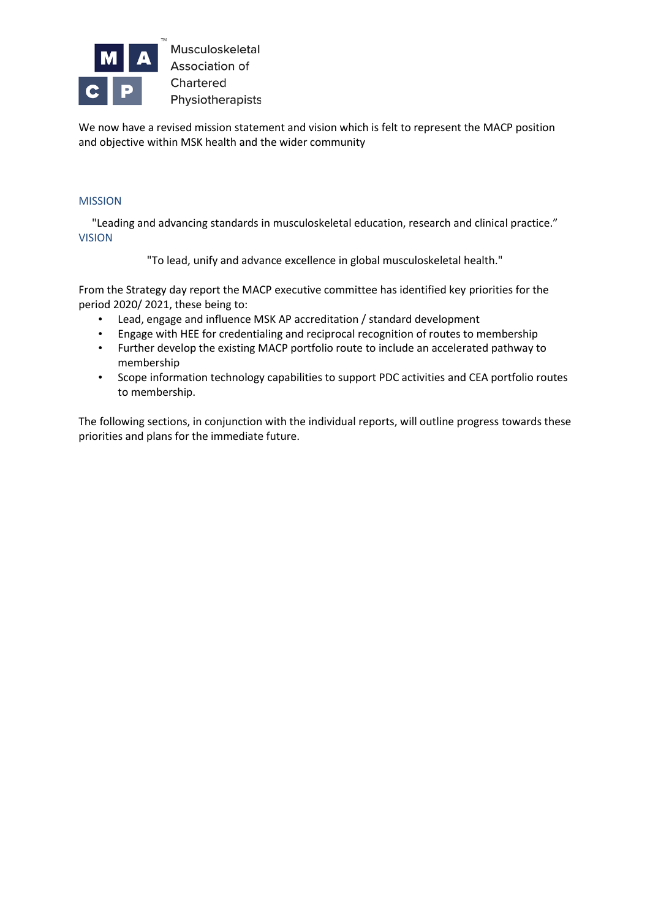Musculoskeletal Association of Chartered Physiotherapists

We now have a revised mission statement and vision which is felt to represent the MACP position and objective within MSK health and the wider community

## MISSION

"Leading and advancing standards in musculoskeletal education, research and clinical practice."

## VISION

"To lead, unify and advance excellence in global musculoskeletal health."

From the Strategy day report the MACP executive committee has identified key priorities for the period 2020/ 2021, these being to:

- Lead, engage and influence MSK AP accreditation / standard development
- Engage with HEE for credentialing and reciprocal recognition of routes to membership
- Further develop the existing MACP portfolio route to include an accelerated pathway to membership
- Scope information technology capabilities to support PDC activities and CEA portfolio routes to membership.

The following sections, in conjunction with the individual reports, will outline progress towards these priorities and plans for the immediate future.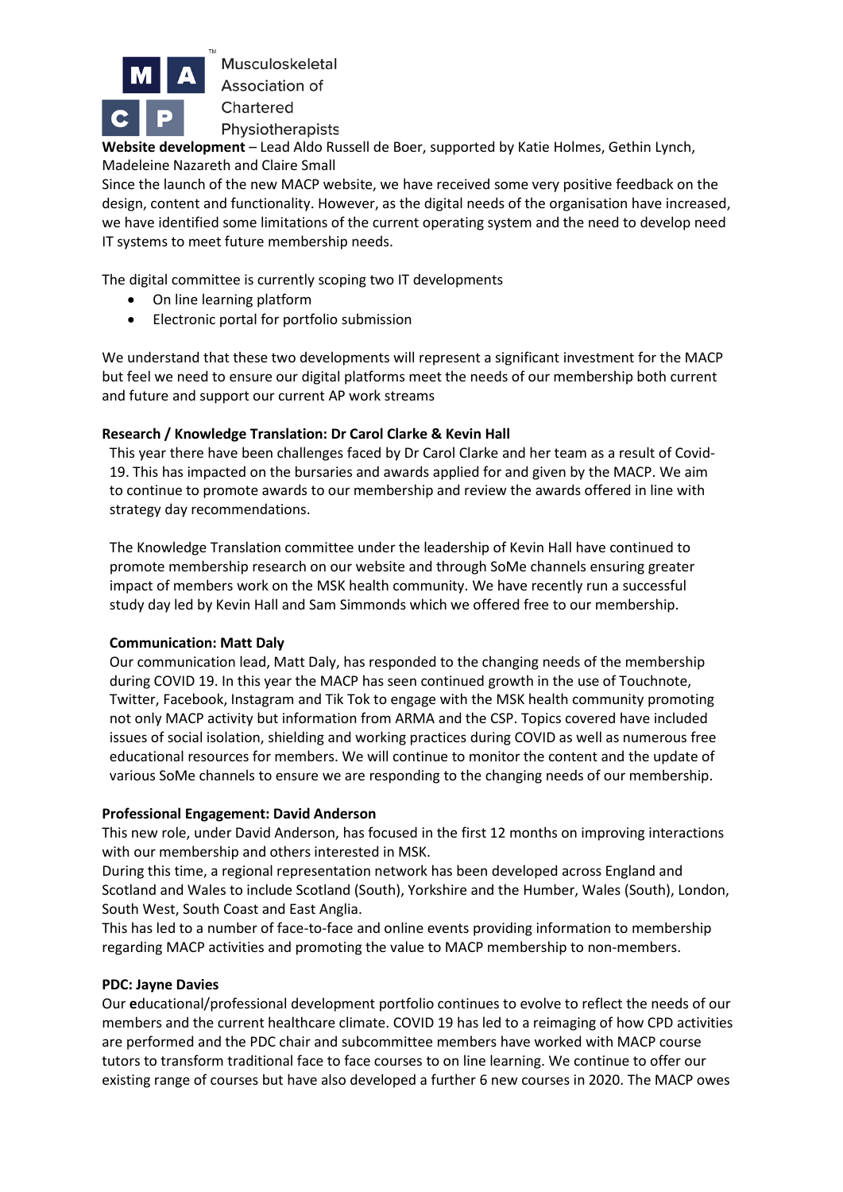**Website development** – Lead Aldo Russell de Boer, supported by Katie Holmes, Gethin Lynch, Madeleine Nazareth and Claire Small

Since the launch of the new MACP website, we have received some very positive feedback on the design, content and functionality. However, as the digital needs of the organisation have increased, we have identified some limitations of the current operating system and the need to develop need IT systems to meet future membership needs.

The digital committee is currently scoping two IT developments

- On line learning platform
- Electronic portal for portfolio submission

We understand that these two developments will represent a significant investment for the MACP but feel we need to ensure our digital platforms meet the needs of our membership both current and future and support our current AP work streams

**Research / Knowledge Translation: Dr Carol Clarke & Kevin Hall**

This year there have been challenges faced by Dr Carol Clarke and her team as a result of Covid-19. This has impacted on the bursaries and awards applied for and given by the MACP. We aim to continue to promote awards to our membership and review the awards offered in line with strategy day recommendations.

The Knowledge Translation committee under the leadership of Kevin Hall have continued to promote membership research on our website and through SoMe channels ensuring greater impact of members work on the MSK health community. We have recently run a successful study day led by Kevin Hall and Sam Simmonds which we offered free to our membership.

**Communication: Matt Daly**

Our communication lead, Matt Daly, has responded to the changing needs of the membership during COVID 19. In this year the MACP has seen continued growth in the use of Touchnote, Twitter, Facebook, Instagram and Tik Tok to engage with the MSK health community promoting not only MACP activity but information from ARMA and the CSP. Topics covered have included issues of social isolation, shielding and working practices during COVID as well as numerous free educational resources for members. We will continue to monitor the content and the update of various SoMe channels to ensure we are responding to the changing needs of our membership.

**Professional Engagement: David Anderson**

This new role, under David Anderson, has focused in the first 12 months on improving interactions with our membership and others interested in MSK.

During this time, a regional representation network has been developed across England and Scotland and Wales to include Scotland (South), Yorkshire and the Humber, Wales (South), London, South West, South Coast and East Anglia.

This has led to a number of face-to-face and online events providing information to membership regarding MACP activities and promoting the value to MACP membership to non-members.

**PDC: Jayne Davies**

Our **e**ducational/professional development portfolio continues to evolve to reflect the needs of our members and the current healthcare climate. COVID 19 has led to a reimaging of how CPD activities are performed and the PDC chair and subcommittee members have worked with MACP course tutors to transform traditional face to face courses to on line learning. We continue to offer our existing range of courses but have also developed a further 6 new courses in 2020. The MACP owes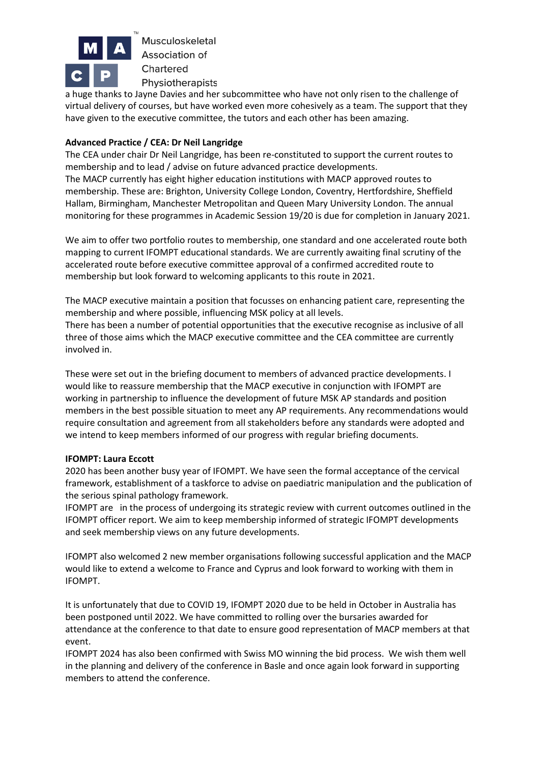a huge thanks to Jayne Davies and her subcommittee who have not only risen to the challenge of virtual delivery of courses, but have worked even more cohesively as a team. The support that they have given to the executive committee, the tutors and each other has been amazing.

**Advanced Practice / CEA: Dr Neil Langridge**

The CEA under chair Dr Neil Langridge, has been re-constituted to support the current routes to membership and to lead / advise on future advanced practice developments.

The MACP currently has eight higher education institutions with MACP approved routes to membership. These are: Brighton, University College London, Coventry, Hertfordshire, Sheffield Hallam, Birmingham, Manchester Metropolitan and Queen Mary University London. The annual monitoring for these programmes in Academic Session 19/20 is due for completion in January 2021.

We aim to offer two portfolio routes to membership, one standard and one accelerated route both mapping to current IFOMPT educational standards. We are currently awaiting final scrutiny of the accelerated route before executive committee approval of a confirmed accredited route to membership but look forward to welcoming applicants to this route in 2021.

The MACP executive maintain a position that focusses on enhancing patient care, representing the membership and where possible, influencing MSK policy at all levels.

There has been a number of potential opportunities that the executive recognise as inclusive of all three of those aims which the MACP executive committee and the CEA committee are currently involved in.

These were set out in the briefing document to members of advanced practice developments. I would like to reassure membership that the MACP executive in conjunction with IFOMPT are working in partnership to influence the development of future MSK AP standards and position members in the best possible situation to meet any AP requirements. Any recommendations would require consultation and agreement from all stakeholders before any standards were adopted and we intend to keep members informed of our progress with regular briefing documents.

**IFOMPT: Laura Eccott**

2020 has been another busy year of IFOMPT. We have seen the formal acceptance of the cervical framework, establishment of a taskforce to advise on paediatric manipulation and the publication of the serious spinal pathology framework.

IFOMPT are in the process of undergoing its strategic review with current outcomes outlined in the IFOMPT officer report. We aim to keep membership informed of strategic IFOMPT developments and seek membership views on any future developments.

IFOMPT also welcomed 2 new member organisations following successful application and the MACP would like to extend a welcome to France and Cyprus and look forward to working with them in IFOMPT.

It is unfortunately that due to COVID 19, IFOMPT 2020 due to be held in October in Australia has been postponed until 2022. We have committed to rolling over the bursaries awarded for attendance at the conference to that date to ensure good representation of MACP members at that event.

IFOMPT 2024 has also been confirmed with Swiss MO winning the bid process. We wish them well in the planning and delivery of the conference in Basle and once again look forward in supporting members to attend the conference.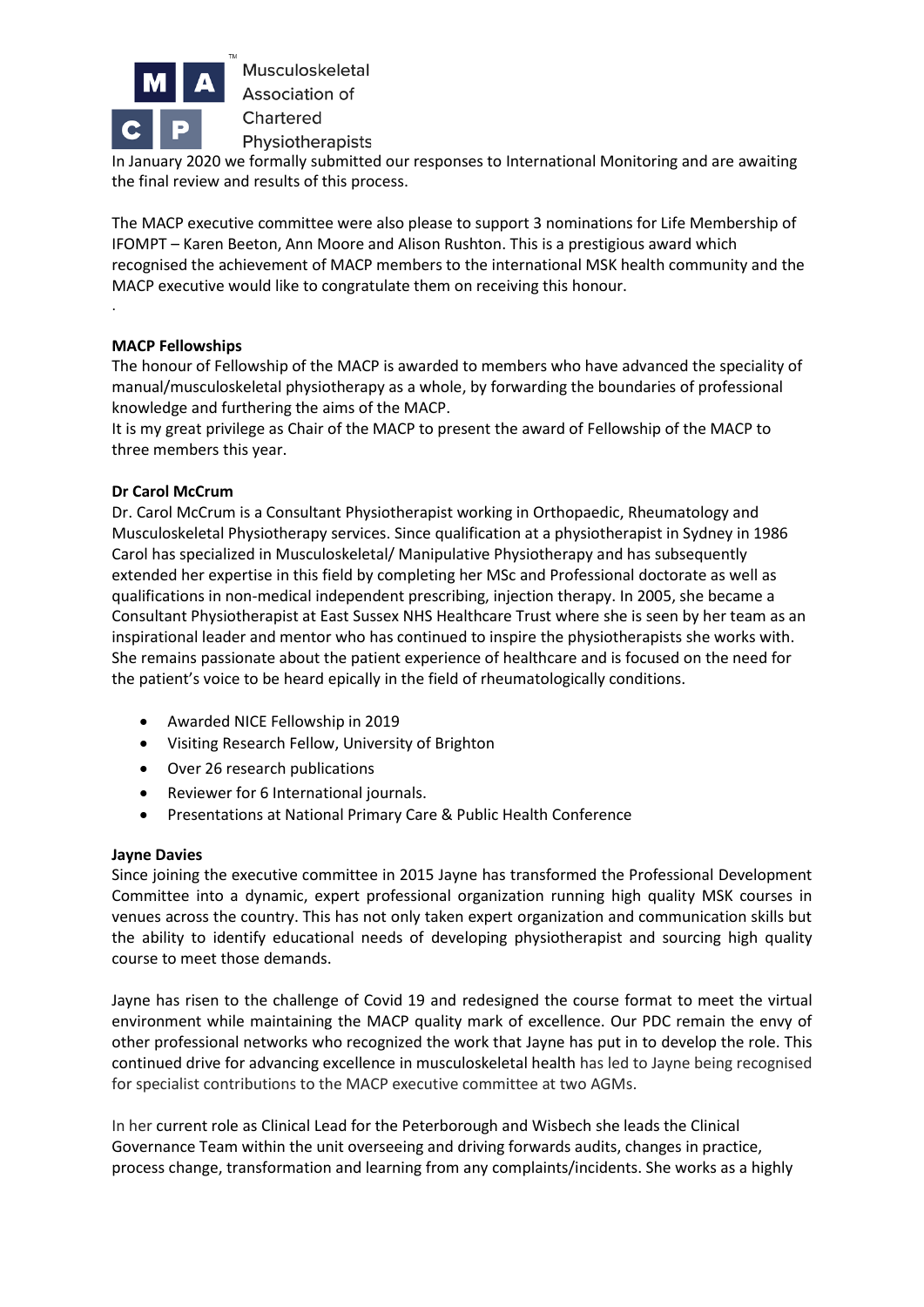In January 2020 we formally submitted our responses to International Monitoring and are awaiting the final review and results of this process.

The MACP executive committee were also please to support 3 nominations for Life Membership of IFOMPT – Karen Beeton, Ann Moore and Alison Rushton. This is a prestigious award which recognised the achievement of MACP members to the international MSK health community and the MACP executive would like to congratulate them on receiving this honour.

.

**MACP Fellowships**

The honour of Fellowship of the MACP is awarded to members who have advanced the speciality of manual/musculoskeletal physiotherapy as a whole, by forwarding the boundaries of professional knowledge and furthering the aims of the MACP.

It is my great privilege as Chair of the MACP to present the award of Fellowship of the MACP to three members this year.

**Dr Carol McCrum**

Dr. Carol McCrum is a Consultant Physiotherapist working in Orthopaedic, Rheumatology and Musculoskeletal Physiotherapy services. Since qualification at a physiotherapist in Sydney in 1986 Carol has specialized in Musculoskeletal/ Manipulative Physiotherapy and has subsequently extended her expertise in this field by completing her MSc and Professional doctorate as well as qualifications in non-medical independent prescribing, injection therapy. In 2005, she became a Consultant Physiotherapist at East Sussex NHS Healthcare Trust where she is seen by her team as an inspirational leader and mentor who has continued to inspire the physiotherapists she works with. She remains passionate about the patient experience of healthcare and is focused on the need for the patient's voice to be heard epically in the field of rheumatologically conditions.

- Awarded NICE Fellowship in 2019
- Visiting Research Fellow, University of Brighton
- Over 26 research publications
- Reviewer for 6 International journals.
- Presentations at National Primary Care & Public Health Conference

**Jayne Davies**

Since joining the executive committee in 2015 Jayne has transformed the Professional Development Committee into a dynamic, expert professional organization running high quality MSK courses in venues across the country. This has not only taken expert organization and communication skills but the ability to identify educational needs of developing physiotherapist and sourcing high quality course to meet those demands.

Jayne has risen to the challenge of Covid 19 and redesigned the course format to meet the virtual environment while maintaining the MACP quality mark of excellence. Our PDC remain the envy of other professional networks who recognized the work that Jayne has put in to develop the role. This continued drive for advancing excellence in musculoskeletal health has led to Jayne being recognised for specialist contributions to the MACP executive committee at two AGMs.

In her current role as Clinical Lead for the Peterborough and Wisbech she leads the Clinical Governance Team within the unit overseeing and driving forwards audits, changes in practice, process change, transformation and learning from any complaints/incidents. She works as a highly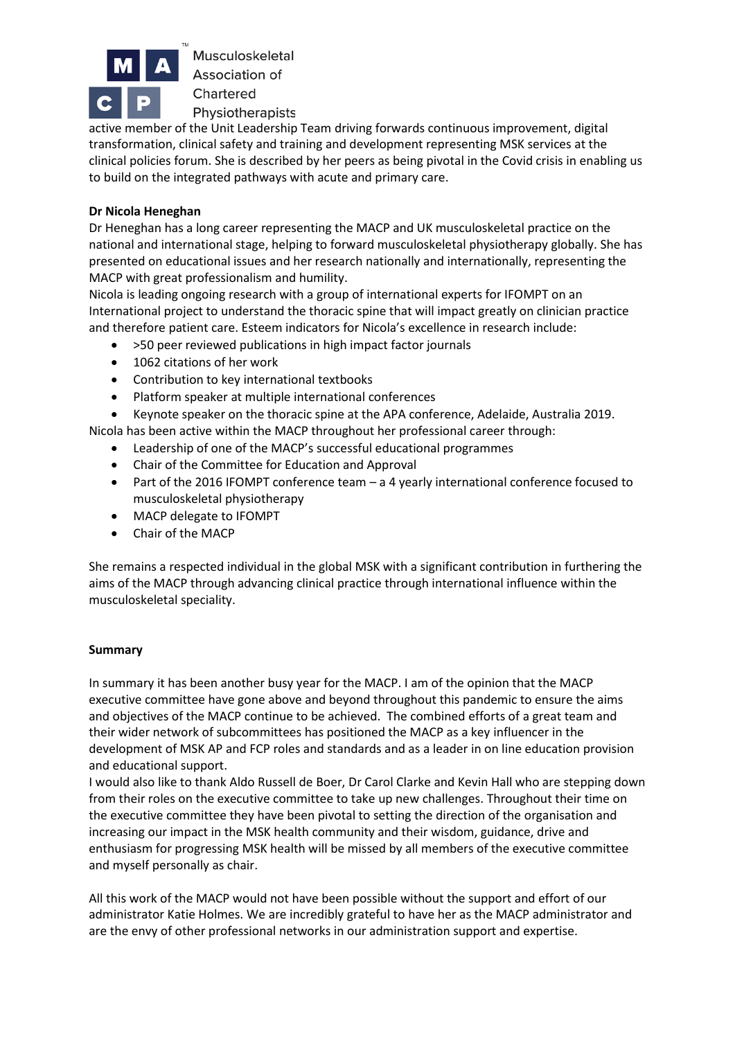active member of the Unit Leadership Team driving forwards continuous improvement, digital transformation, clinical safety and training and development representing MSK services at the clinical policies forum. She is described by her peers as being pivotal in the Covid crisis in enabling us to build on the integrated pathways with acute and primary care.

**Dr Nicola Heneghan**

Dr Heneghan has a long career representing the MACP and UK musculoskeletal practice on the national and international stage, helping to forward musculoskeletal physiotherapy globally. She has presented on educational issues and her research nationally and internationally, representing the MACP with great professionalism and humility.

Nicola is leading ongoing research with a group of international experts for IFOMPT on an International project to understand the thoracic spine that will impact greatly on clinician practice and therefore patient care. Esteem indicators for Nicola's excellence in research include:

- >50 peer reviewed publications in high impact factor journals
- 1062 citations of her work
- Contribution to key international textbooks
- Platform speaker at multiple international conferences
- Keynote speaker on the thoracic spine at the APA conference, Adelaide, Australia 2019.

Nicola has been active within the MACP throughout her professional career through:

- Leadership of one of the MACP's successful educational programmes
- Chair of the Committee for Education and Approval
- Part of the 2016 IFOMPT conference team – a 4 yearly international conference focused to musculoskeletal physiotherapy
- MACP delegate to IFOMPT
- Chair of the MACP

She remains a respected individual in the global MSK with a significant contribution in furthering the aims of the MACP through advancing clinical practice through international influence within the musculoskeletal speciality.

**Summary**

In summary it has been another busy year for the MACP. I am of the opinion that the MACP executive committee have gone above and beyond throughout this pandemic to ensure the aims and objectives of the MACP continue to be achieved. The combined efforts of a great team and their wider network of subcommittees has positioned the MACP as a key influencer in the development of MSK AP and FCP roles and standards and as a leader in on line education provision and educational support.

I would also like to thank Aldo Russell de Boer, Dr Carol Clarke and Kevin Hall who are stepping down from their roles on the executive committee to take up new challenges. Throughout their time on the executive committee they have been pivotal to setting the direction of the organisation and increasing our impact in the MSK health community and their wisdom, guidance, drive and enthusiasm for progressing MSK health will be missed by all members of the executive committee and myself personally as chair.

All this work of the MACP would not have been possible without the support and effort of our administrator Katie Holmes. We are incredibly grateful to have her as the MACP administrator and are the envy of other professional networks in our administration support and expertise.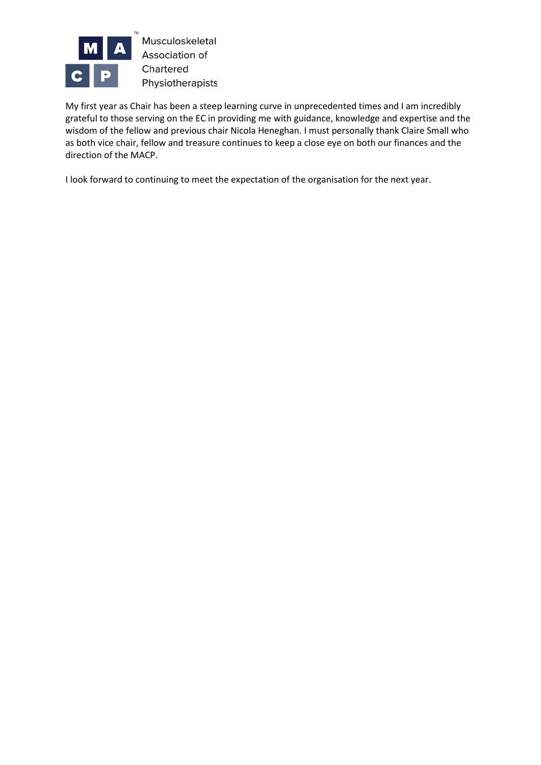Musculoskeletal Association of Chartered Physiotherapists

My first year as Chair has been a steep learning curve in unprecedented times and I am incredibly grateful to those serving on the EC in providing me with guidance, knowledge and expertise and the wisdom of the fellow and previous chair Nicola Heneghan. I must personally thank Claire Small who as both vice chair, fellow and treasure continues to keep a close eye on both our finances and the direction of the MACP.

I look forward to continuing to meet the expectation of the organisation for the next year.